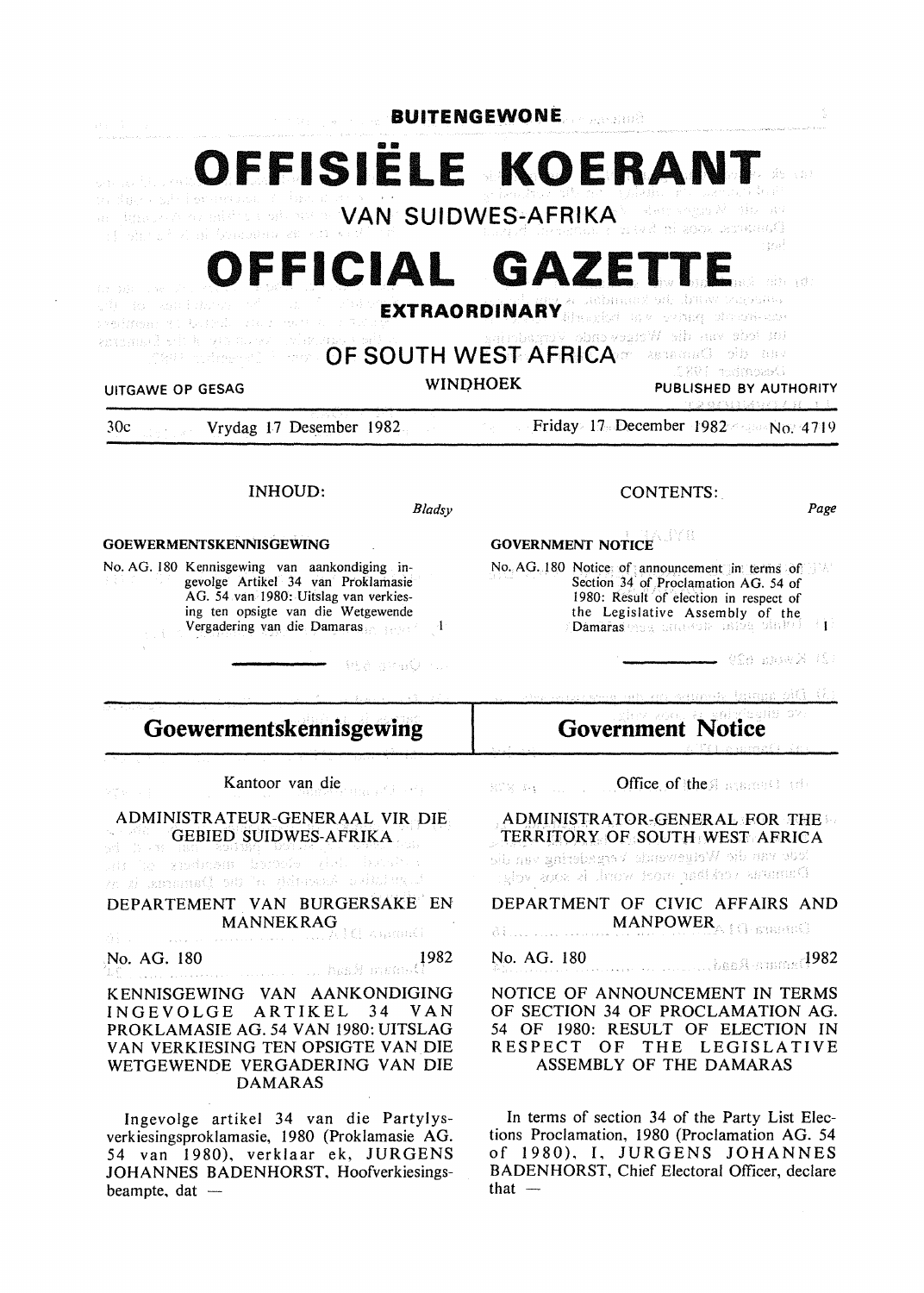**BUITENGEWONE**

# OFFISIËLE KOERANT

VAN SUIDWES-AFRIKA

# OFFICIAL GAZETTE

**EXTRAORDINARY**

OF SOUTH WEST AFRICA

UITGAWE OP GESAG — WINDHOEK — PUBLISHED BY AUTHORITY

30c — Vrydag 17 Desember 1982 — Friday 17 December 1982 — No. 4719

INHOUD:

*Bladsy*

**GOEWERMENTSKENNISGEWING**

No. AG. 180 Kennisgewing van aankondiging ingevolge Artikel 34 van Proklamasie AG. 54 van 1980: Uitslag van verkiesing ten opsigte van die Wetgewende Vergadering van die Damaras — 1

CONTENTS:

*Page*

**GOVERNMENT NOTICE**

No. AG. 180 Notice of announcement in terms of Section 34 of Proclamation AG. 54 of 1980: Result of election in respect of the Legislative Assembly of the Damaras — 1

## Goewermentskennisgewing

Kantoor van die

ADMINISTRATEUR-GENERAAL VIR DIE GEBIED SUIDWES-AFRIKA

DEPARTEMENT VAN BURGERSAKE EN MANNEKRAG

No. AG. 180 — 1982

KENNISGEWING VAN AANKONDIGING INGEVOLGE ARTIKEL 34 VAN PROKLAMASIE AG. 54 VAN 1980: UITSLAG VAN VERKIESING TEN OPSIGTE VAN DIE WETGEWENDE VERGADERING VAN DIE DAMARAS

Ingevolge artikel 34 van die Partylysverkiesingsproklamasie, 1980 (Proklamasie AG. 54 van 1980), verklaar ek, JURGENS JOHANNES BADENHORST, Hoofverkiesingsbeampte, dat —

## Government Notice

Office of the

ADMINISTRATOR-GENERAL FOR THE TERRITORY OF SOUTH WEST AFRICA

DEPARTMENT OF CIVIC AFFAIRS AND MANPOWER

No. AG. 180 — 1982

NOTICE OF ANNOUNCEMENT IN TERMS OF SECTION 34 OF PROCLAMATION AG. 54 OF 1980: RESULT OF ELECTION IN RESPECT OF THE LEGISLATIVE ASSEMBLY OF THE DAMARAS

In terms of section 34 of the Party List Elections Proclamation, 1980 (Proclamation AG. 54 of 1980), I, JURGENS JOHANNES BADENHORST, Chief Electoral Officer, declare that —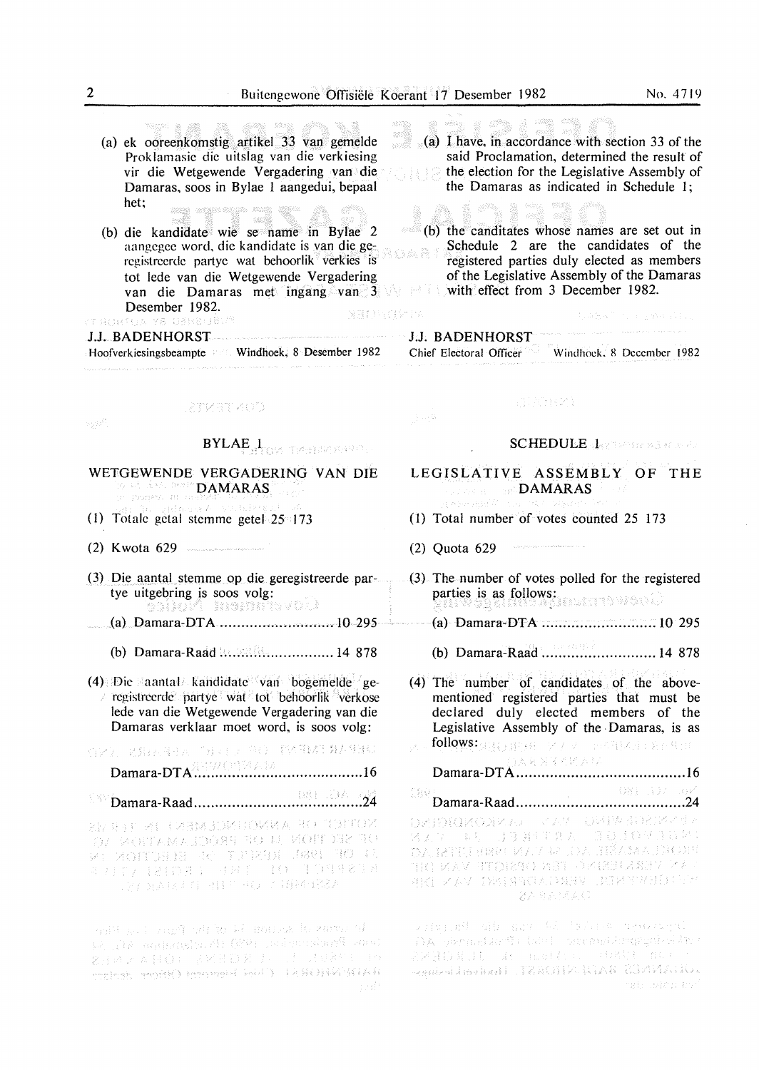(a) ek ooreenkomstig artikel 33 van gemelde Proklamasie die uitslag van die verkiesing vir die Wetgewende Vergadering van die Damaras, soos in Bylae 1 aangedui, bepaal het;

(b) die kandidate wie se name in Bylae 2 aangegee word, die kandidate is van die geregistreerde partye wat behoorlik verkies is tot lede van die Wetgewende Vergadering van die Damaras met ingang van 3 Desember 1982.

J.J. BADENHORST
Hoofverkiesingsbeampte  Windhoek, 8 Desember 1982

(a) I have, in accordance with section 33 of the said Proclamation, determined the result of the election for the Legislative Assembly of the Damaras as indicated in Schedule 1;

(b) the canditates whose names are set out in Schedule 2 are the candidates of the registered parties duly elected as members of the Legislative Assembly of the Damaras with effect from 3 December 1982.

J.J. BADENHORST
Chief Electoral Officer  Windhoek, 8 December 1982

## BYLAE 1

### WETGEWENDE VERGADERING VAN DIE DAMARAS

(1) Totale getal stemme getel 25 173

(2) Kwota 629

(3) Die aantal stemme op die geregistreerde partye uitgebring is soos volg:

(a) Damara-DTA .......................... 10 295

(b) Damara-Raad .......................... 14 878

(4) Die aantal kandidate van bogemelde geregistreerde partye wat tot behoorlik verkose lede van die Wetgewende Vergadering van die Damaras verklaar moet word, is soos volg:

Damara-DTA .......................................16

Damara-Raad .......................................24

## SCHEDULE 1

### LEGISLATIVE ASSEMBLY OF THE DAMARAS

(1) Total number of votes counted 25 173

(2) Quota 629

(3) The number of votes polled for the registered parties is as follows:

(a) Damara-DTA .......................... 10 295

(b) Damara-Raad .......................... 14 878

(4) The number of candidates of the abovementioned registered parties that must be declared duly elected members of the Legislative Assembly of the Damaras, is as follows:

Damara-DTA .......................................16

Damara-Raad .......................................24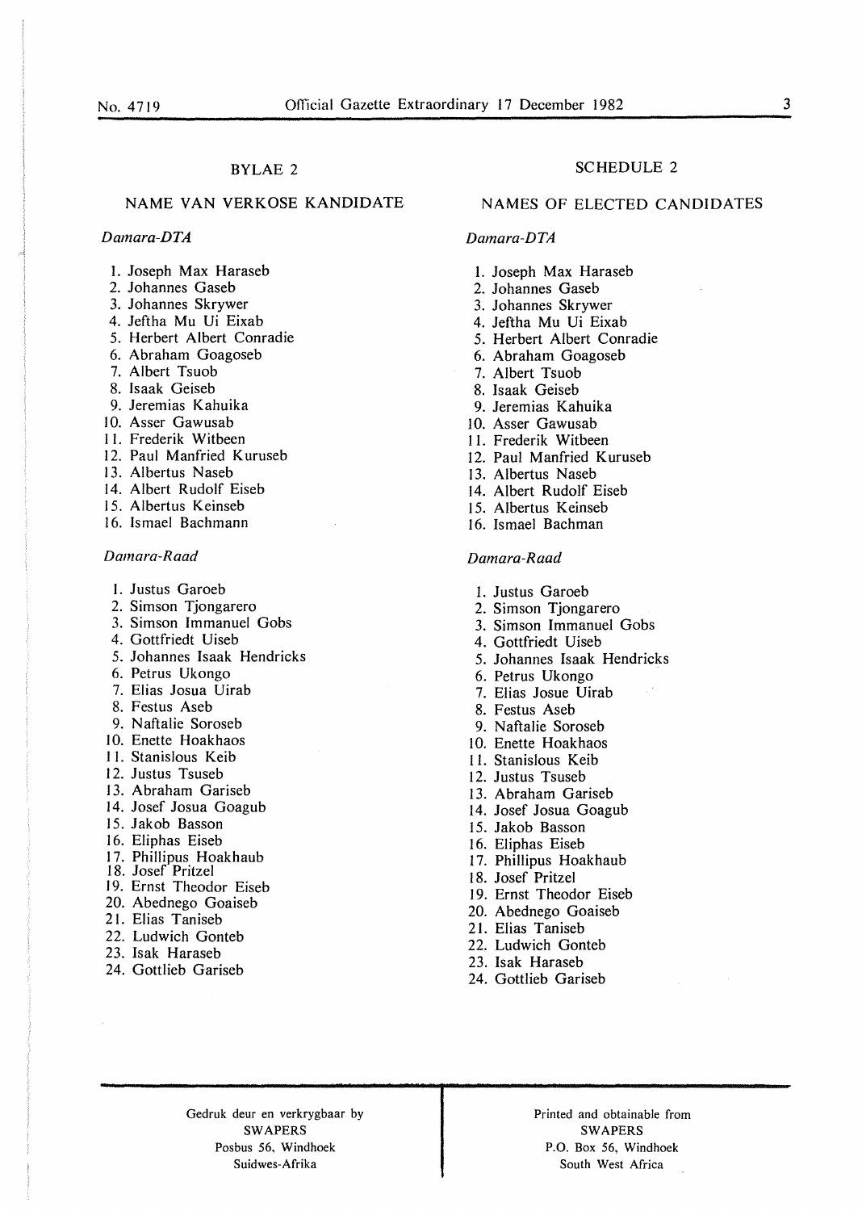## BYLAE 2

### NAME VAN VERKOSE KANDIDATE

*Damara-DTA*

1. Joseph Max Haraseb
2. Johannes Gaseb
3. Johannes Skrywer
4. Jeftha Mu Ui Eixab
5. Herbert Albert Conradie
6. Abraham Goagoseb
7. Albert Tsuob
8. Isaak Geiseb
9. Jeremias Kahuika
10. Asser Gawusab
11. Frederik Witbeen
12. Paul Manfried Kuruseb
13. Albertus Naseb
14. Albert Rudolf Eiseb
15. Albertus Keinseb
16. Ismael Bachmann

*Damara-Raad*

1. Justus Garoeb
2. Simson Tjongarero
3. Simson Immanuel Gobs
4. Gottfriedt Uiseb
5. Johannes Isaak Hendricks
6. Petrus Ukongo
7. Elias Josua Uirab
8. Festus Aseb
9. Naftalie Soroseb
10. Enette Hoakhaos
11. Stanislous Keib
12. Justus Tsuseb
13. Abraham Gariseb
14. Josef Josua Goagub
15. Jakob Basson
16. Eliphas Eiseb
17. Phillipus Hoakhaub
18. Josef Pritzel
19. Ernst Theodor Eiseb
20. Abednego Goaiseb
21. Elias Taniseb
22. Ludwich Gonteb
23. Isak Haraseb
24. Gottlieb Gariseb

## SCHEDULE 2

### NAMES OF ELECTED CANDIDATES

*Damara-DTA*

1. Joseph Max Haraseb
2. Johannes Gaseb
3. Johannes Skrywer
4. Jeftha Mu Ui Eixab
5. Herbert Albert Conradie
6. Abraham Goagoseb
7. Albert Tsuob
8. Isaak Geiseb
9. Jeremias Kahuika
10. Asser Gawusab
11. Frederik Witbeen
12. Paul Manfried Kuruseb
13. Albertus Naseb
14. Albert Rudolf Eiseb
15. Albertus Keinseb
16. Ismael Bachman

*Damara-Raad*

1. Justus Garoeb
2. Simson Tjongarero
3. Simson Immanuel Gobs
4. Gottfriedt Uiseb
5. Johannes Isaak Hendricks
6. Petrus Ukongo
7. Elias Josue Uirab
8. Festus Aseb
9. Naftalie Soroseb
10. Enette Hoakhaos
11. Stanislous Keib
12. Justus Tsuseb
13. Abraham Gariseb
14. Josef Josua Goagub
15. Jakob Basson
16. Eliphas Eiseb
17. Phillipus Hoakhaub
18. Josef Pritzel
19. Ernst Theodor Eiseb
20. Abednego Goaiseb
21. Elias Taniseb
22. Ludwich Gonteb
23. Isak Haraseb
24. Gottlieb Gariseb

---

Gedruk deur en verkrygbaar by
SWAPERS
Posbus 56, Windhoek
Suidwes-Afrika

Printed and obtainable from
SWAPERS
P.O. Box 56, Windhoek
South West Africa